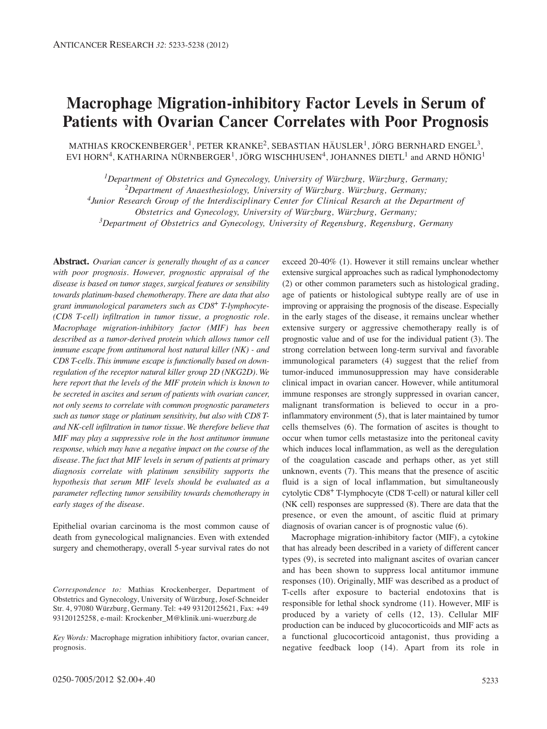# Macrophage Migration-inhibitory Factor Levels in Serum of Patients with Ovarian Cancer Correlates with Poor Prognosis

MATHIAS KROCKENBERGER[1], PETER KRANKE[2], SEBASTIAN HÄUSLER[1], JÖRG BERNHARD ENGEL[3], EVI HORN[4], KATHARINA NÜRNBERGER[1], JÖRG WISCHHUSEN[4], JOHANNES DIETL[1] and ARND HÖNIG[1]

*[1]Department of Obstetrics and Gynecology, University of Würzburg, Würzburg, Germany;*
*[2]Department of Anaesthesiology, University of Würzburg. Würzburg, Germany;*
*[4]Junior Research Group of the Interdisciplinary Center for Clinical Resarch at the Department of Obstetrics and Gynecology, University of Würzburg, Würzburg, Germany;*
*[3]Department of Obstetrics and Gynecology, University of Regensburg, Regensburg, Germany*

**Abstract.** *Ovarian cancer is generally thought of as a cancer with poor prognosis. However, prognostic appraisal of the disease is based on tumor stages, surgical features or sensibility towards platinum-based chemotherapy. There are data that also grant immunological parameters such as CD8*$^+$ *T-lymphocyte- (CD8 T-cell) infiltration in tumor tissue, a prognostic role. Macrophage migration-inhibitory factor (MIF) has been described as a tumor-derived protein which allows tumor cell immune escape from antitumoral host natural killer (NK) - and CD8 T-cells. This immune escape is functionally based on down-regulation of the receptor natural killer group 2D (NKG2D). We here report that the levels of the MIF protein which is known to be secreted in ascites and serum of patients with ovarian cancer, not only seems to correlate with common prognostic parameters such as tumor stage or platinum sensitivity, but also with CD8 T- and NK-cell infiltration in tumor tissue. We therefore believe that MIF may play a suppressive role in the host antitumor immune response, which may have a negative impact on the course of the disease. The fact that MIF levels in serum of patients at primary diagnosis correlate with platinum sensibility supports the hypothesis that serum MIF levels should be evaluated as a parameter reflecting tumor sensibility towards chemotherapy in early stages of the disease.*

Epithelial ovarian carcinoma is the most common cause of death from gynecological malignancies. Even with extended surgery and chemotherapy, overall 5-year survival rates do not exceed 20-40% (1). However it still remains unclear whether extensive surgical approaches such as radical lymphonodectomy (2) or other common parameters such as histological grading, age of patients or histological subtype really are of use in improving or appraising the prognosis of the disease. Especially in the early stages of the disease, it remains unclear whether extensive surgery or aggressive chemotherapy really is of prognostic value and of use for the individual patient (3). The strong correlation between long-term survival and favorable immunological parameters (4) suggest that the relief from tumor-induced immunosuppression may have considerable clinical impact in ovarian cancer. However, while antitumoral immune responses are strongly suppressed in ovarian cancer, malignant transformation is believed to occur in a pro-inflammatory environment (5), that is later maintained by tumor cells themselves (6). The formation of ascites is thought to occur when tumor cells metastasize into the peritoneal cavity which induces local inflammation, as well as the deregulation of the coagulation cascade and perhaps other, as yet still unknown, events (7). This means that the presence of ascitic fluid is a sign of local inflammation, but simultaneously cytolytic CD8$^+$ T-lymphocyte (CD8 T-cell) or natural killer cell (NK cell) responses are suppressed (8). There are data that the presence, or even the amount, of ascitic fluid at primary diagnosis of ovarian cancer is of prognostic value (6).

Macrophage migration-inhibitory factor (MIF), a cytokine that has already been described in a variety of different cancer types (9), is secreted into malignant ascites of ovarian cancer and has been shown to suppress local antitumor immune responses (10). Originally, MIF was described as a product of T-cells after exposure to bacterial endotoxins that is responsible for lethal shock syndrome (11). However, MIF is produced by a variety of cells (12, 13). Cellular MIF production can be induced by glucocorticoids and MIF acts as a functional glucocorticoid antagonist, thus providing a negative feedback loop (14). Apart from its role in

*Correspondence to:* Mathias Krockenberger, Department of Obstetrics and Gynecology, University of Würzburg, Josef-Schneider Str. 4, 97080 Würzburg, Germany. Tel: +49 93120125621, Fax: +49 93120125258, e-mail: Krockenber_M@klinik.uni-wuerzburg.de

*Key Words:* Macrophage migration inhibitiory factor, ovarian cancer, prognosis.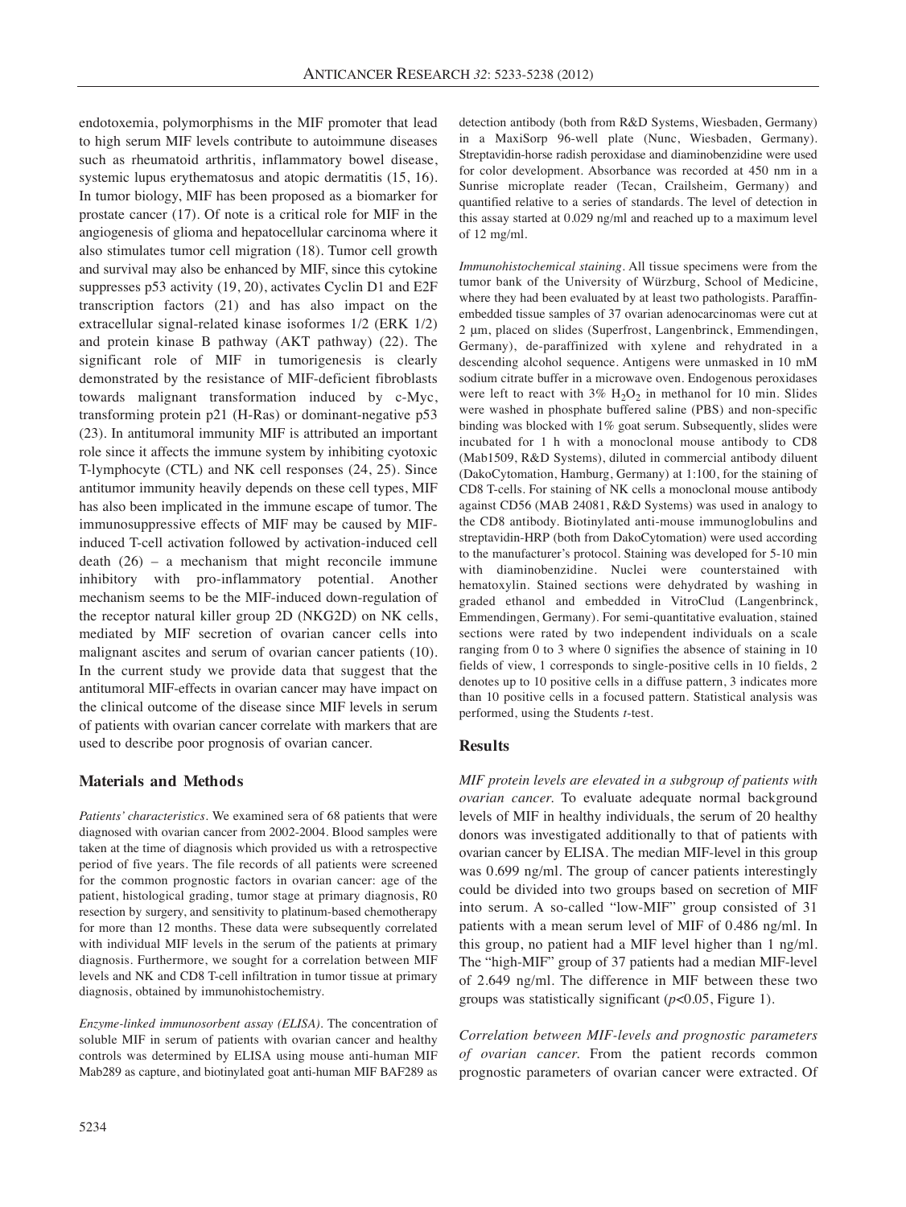endotoxemia, polymorphisms in the MIF promoter that lead to high serum MIF levels contribute to autoimmune diseases such as rheumatoid arthritis, inflammatory bowel disease, systemic lupus erythematosus and atopic dermatitis (15, 16). In tumor biology, MIF has been proposed as a biomarker for prostate cancer (17). Of note is a critical role for MIF in the angiogenesis of glioma and hepatocellular carcinoma where it also stimulates tumor cell migration (18). Tumor cell growth and survival may also be enhanced by MIF, since this cytokine suppresses p53 activity (19, 20), activates Cyclin D1 and E2F transcription factors (21) and has also impact on the extracellular signal-related kinase isoformes 1/2 (ERK 1/2) and protein kinase B pathway (AKT pathway) (22). The significant role of MIF in tumorigenesis is clearly demonstrated by the resistance of MIF-deficient fibroblasts towards malignant transformation induced by c-Myc, transforming protein p21 (H-Ras) or dominant-negative p53 (23). In antitumoral immunity MIF is attributed an important role since it affects the immune system by inhibiting cyotoxic T-lymphocyte (CTL) and NK cell responses (24, 25). Since antitumor immunity heavily depends on these cell types, MIF has also been implicated in the immune escape of tumor. The immunosuppressive effects of MIF may be caused by MIF-induced T-cell activation followed by activation-induced cell death (26) – a mechanism that might reconcile immune inhibitory with pro-inflammatory potential. Another mechanism seems to be the MIF-induced down-regulation of the receptor natural killer group 2D (NKG2D) on NK cells, mediated by MIF secretion of ovarian cancer cells into malignant ascites and serum of ovarian cancer patients (10). In the current study we provide data that suggest that the antitumoral MIF-effects in ovarian cancer may have impact on the clinical outcome of the disease since MIF levels in serum of patients with ovarian cancer correlate with markers that are used to describe poor prognosis of ovarian cancer.

## Materials and Methods

*Patients' characteristics.* We examined sera of 68 patients that were diagnosed with ovarian cancer from 2002-2004. Blood samples were taken at the time of diagnosis which provided us with a retrospective period of five years. The file records of all patients were screened for the common prognostic factors in ovarian cancer: age of the patient, histological grading, tumor stage at primary diagnosis, R0 resection by surgery, and sensitivity to platinum-based chemotherapy for more than 12 months. These data were subsequently correlated with individual MIF levels in the serum of the patients at primary diagnosis. Furthermore, we sought for a correlation between MIF levels and NK and CD8 T-cell infiltration in tumor tissue at primary diagnosis, obtained by immunohistochemistry.

*Enzyme-linked immunosorbent assay (ELISA).* The concentration of soluble MIF in serum of patients with ovarian cancer and healthy controls was determined by ELISA using mouse anti-human MIF Mab289 as capture, and biotinylated goat anti-human MIF BAF289 as detection antibody (both from R&D Systems, Wiesbaden, Germany) in a MaxiSorp 96-well plate (Nunc, Wiesbaden, Germany). Streptavidin-horse radish peroxidase and diaminobenzidine were used for color development. Absorbance was recorded at 450 nm in a Sunrise microplate reader (Tecan, Crailsheim, Germany) and quantified relative to a series of standards. The level of detection in this assay started at 0.029 ng/ml and reached up to a maximum level of 12 mg/ml.

*Immunohistochemical staining.* All tissue specimens were from the tumor bank of the University of Würzburg, School of Medicine, where they had been evaluated by at least two pathologists. Paraffin-embedded tissue samples of 37 ovarian adenocarcinomas were cut at 2 µm, placed on slides (Superfrost, Langenbrinck, Emmendingen, Germany), de-paraffinized with xylene and rehydrated in a descending alcohol sequence. Antigens were unmasked in 10 mM sodium citrate buffer in a microwave oven. Endogenous peroxidases were left to react with 3% $H_2O_2$ in methanol for 10 min. Slides were washed in phosphate buffered saline (PBS) and non-specific binding was blocked with 1% goat serum. Subsequently, slides were incubated for 1 h with a monoclonal mouse antibody to CD8 (Mab1509, R&D Systems), diluted in commercial antibody diluent (DakoCytomation, Hamburg, Germany) at 1:100, for the staining of CD8 T-cells. For staining of NK cells a monoclonal mouse antibody against CD56 (MAB 24081, R&D Systems) was used in analogy to the CD8 antibody. Biotinylated anti-mouse immunoglobulins and streptavidin-HRP (both from DakoCytomation) were used according to the manufacturer's protocol. Staining was developed for 5-10 min with diaminobenzidine. Nuclei were counterstained with hematoxylin. Stained sections were dehydrated by washing in graded ethanol and embedded in VitroClud (Langenbrinck, Emmendingen, Germany). For semi-quantitative evaluation, stained sections were rated by two independent individuals on a scale ranging from 0 to 3 where 0 signifies the absence of staining in 10 fields of view, 1 corresponds to single-positive cells in 10 fields, 2 denotes up to 10 positive cells in a diffuse pattern, 3 indicates more than 10 positive cells in a focused pattern. Statistical analysis was performed, using the Students *t*-test.

## Results

*MIF protein levels are elevated in a subgroup of patients with ovarian cancer.* To evaluate adequate normal background levels of MIF in healthy individuals, the serum of 20 healthy donors was investigated additionally to that of patients with ovarian cancer by ELISA. The median MIF-level in this group was 0.699 ng/ml. The group of cancer patients interestingly could be divided into two groups based on secretion of MIF into serum. A so-called "low-MIF" group consisted of 31 patients with a mean serum level of MIF of 0.486 ng/ml. In this group, no patient had a MIF level higher than 1 ng/ml. The "high-MIF" group of 37 patients had a median MIF-level of 2.649 ng/ml. The difference in MIF between these two groups was statistically significant ($p$<0.05, Figure 1).

*Correlation between MIF-levels and prognostic parameters of ovarian cancer.* From the patient records common prognostic parameters of ovarian cancer were extracted. Of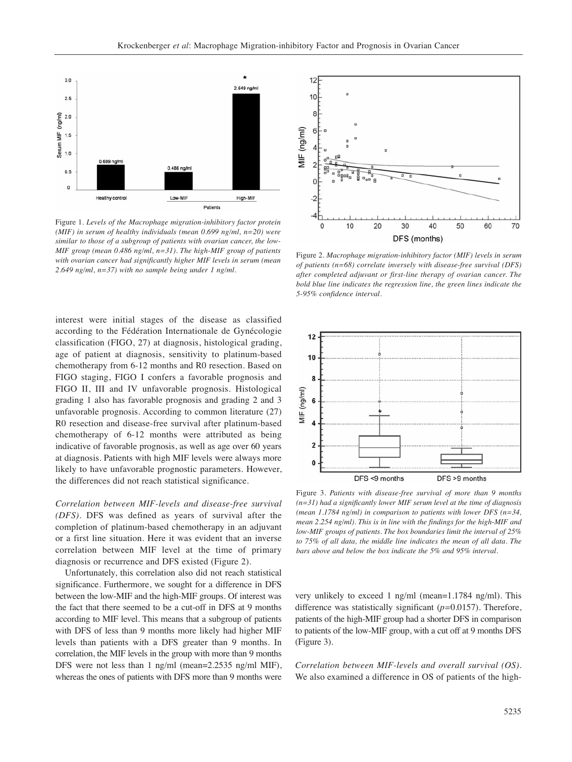Figure 1. *Levels of the Macrophage migration-inhibitory factor protein (MIF) in serum of healthy individuals (mean 0.699 ng/ml, n=20) were similar to those of a subgroup of patients with ovarian cancer, the low-MIF group (mean 0.486 ng/ml, n=31). The high-MIF group of patients with ovarian cancer had significantly higher MIF levels in serum (mean 2.649 ng/ml, n=37) with no sample being under 1 ng/ml.*

Figure 2. *Macrophage migration-inhibitory factor (MIF) levels in serum of patients (n=68) correlate inversely with disease-free survival (DFS) after completed adjuvant or first-line therapy of ovarian cancer. The bold blue line indicates the regression line, the green lines indicate the 5-95% confidence interval.*

interest were initial stages of the disease as classified according to the Fédération Internationale de Gynécologie classification (FIGO, 27) at diagnosis, histological grading, age of patient at diagnosis, sensitivity to platinum-based chemotherapy from 6-12 months and R0 resection. Based on FIGO staging, FIGO I confers a favorable prognosis and FIGO II, III and IV unfavorable prognosis. Histological grading 1 also has favorable prognosis and grading 2 and 3 unfavorable prognosis. According to common literature (27) R0 resection and disease-free survival after platinum-based chemotherapy of 6-12 months were attributed as being indicative of favorable prognosis, as well as age over 60 years at diagnosis. Patients with high MIF levels were always more likely to have unfavorable prognostic parameters. However, the differences did not reach statistical significance.

*Correlation between MIF-levels and disease-free survival (DFS).* DFS was defined as years of survival after the completion of platinum-based chemotherapy in an adjuvant or a first line situation. Here it was evident that an inverse correlation between MIF level at the time of primary diagnosis or recurrence and DFS existed (Figure 2).

Unfortunately, this correlation also did not reach statistical significance. Furthermore, we sought for a difference in DFS between the low-MIF and the high-MIF groups. Of interest was the fact that there seemed to be a cut-off in DFS at 9 months according to MIF level. This means that a subgroup of patients with DFS of less than 9 months more likely had higher MIF levels than patients with a DFS greater than 9 months. In correlation, the MIF levels in the group with more than 9 months DFS were not less than 1 ng/ml (mean=2.2535 ng/ml MIF), whereas the ones of patients with DFS more than 9 months were very unlikely to exceed 1 ng/ml (mean=1.1784 ng/ml). This difference was statistically significant ($p$=0.0157). Therefore, patients of the high-MIF group had a shorter DFS in comparison to patients of the low-MIF group, with a cut off at 9 months DFS (Figure 3).

Figure 3. *Patients with disease-free survival of more than 9 months (n=31) had a significantly lower MIF serum level at the time of diagnosis (mean 1.1784 ng/ml) in comparison to patients with lower DFS (n=34, mean 2.254 ng/ml). This is in line with the findings for the high-MIF and low-MIF groups of patients. The box boundaries limit the interval of 25% to 75% of all data, the middle line indicates the mean of all data. The bars above and below the box indicate the 5% and 95% interval.*

*Correlation between MIF-levels and overall survival (OS).* We also examined a difference in OS of patients of the high-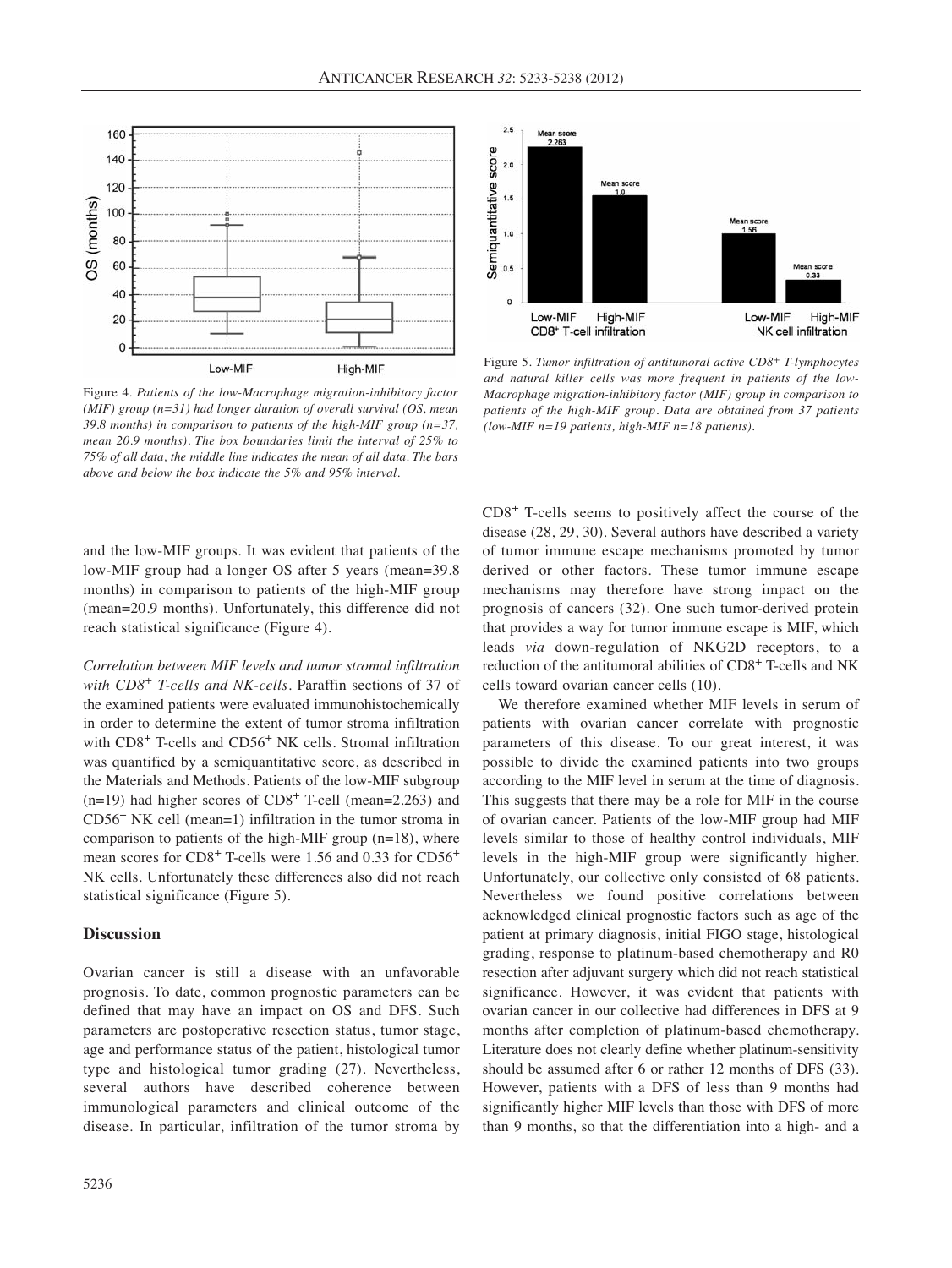Figure 4. *Patients of the low-Macrophage migration-inhibitory factor (MIF) group (n=31) had longer duration of overall survival (OS, mean 39.8 months) in comparison to patients of the high-MIF group (n=37, mean 20.9 months). The box boundaries limit the interval of 25% to 75% of all data, the middle line indicates the mean of all data. The bars above and below the box indicate the 5% and 95% interval.*

Figure 5. *Tumor infiltration of antitumoral active $CD8^+$ T-lymphocytes and natural killer cells was more frequent in patients of the low-Macrophage migration-inhibitory factor (MIF) group in comparison to patients of the high-MIF group. Data are obtained from 37 patients (low-MIF n=19 patients, high-MIF n=18 patients).*

and the low-MIF groups. It was evident that patients of the low-MIF group had a longer OS after 5 years (mean=39.8 months) in comparison to patients of the high-MIF group (mean=20.9 months). Unfortunately, this difference did not reach statistical significance (Figure 4).

*Correlation between MIF levels and tumor stromal infiltration with $CD8^+$ T-cells and NK-cells.* Paraffin sections of 37 of the examined patients were evaluated immunohistochemically in order to determine the extent of tumor stroma infiltration with $CD8^+$ T-cells and $CD56^+$ NK cells. Stromal infiltration was quantified by a semiquantitative score, as described in the Materials and Methods. Patients of the low-MIF subgroup (n=19) had higher scores of $CD8^+$ T-cell (mean=2.263) and $CD56^+$ NK cell (mean=1) infiltration in the tumor stroma in comparison to patients of the high-MIF group (n=18), where mean scores for $CD8^+$ T-cells were 1.56 and 0.33 for $CD56^+$ NK cells. Unfortunately these differences also did not reach statistical significance (Figure 5).

## Discussion

Ovarian cancer is still a disease with an unfavorable prognosis. To date, common prognostic parameters can be defined that may have an impact on OS and DFS. Such parameters are postoperative resection status, tumor stage, age and performance status of the patient, histologic tumor type and histological tumor grading (27). Nevertheless, several authors have described coherence between immunological parameters and clinical outcome of the disease. In particular, infiltration of the tumor stroma by $CD8^+$ T-cells seems to positively affect the course of the disease (28, 29, 30). Several authors have described a variety of tumor immune escape mechanisms promoted by tumor derived or other factors. These tumor immune escape mechanisms may therefore have strong impact on the prognosis of cancers (32). One such tumor-derived protein that provides a way for tumor immune escape is MIF, which leads *via* down-regulation of NKG2D receptors, to a reduction of the antitumoral abilities of $CD8^+$ T-cells and NK cells toward ovarian cancer cells (10).

We therefore examined whether MIF levels in serum of patients with ovarian cancer correlate with prognostic parameters of this disease. To our great interest, it was possible to divide the examined patients into two groups according to the MIF level in serum at the time of diagnosis. This suggests that there may be a role for MIF in the course of ovarian cancer. Patients of the low-MIF group had MIF levels similar to those of healthy control individuals, MIF levels in the high-MIF group were significantly higher. Unfortunately, our collective only consisted of 68 patients. Nevertheless we found positive correlations between acknowledged clinical prognostic factors such as age of the patient at primary diagnosis, initial FIGO stage, histological grading, response to platinum-based chemotherapy and R0 resection after adjuvant surgery which did not reach statistical significance. However, it was evident that patients with ovarian cancer in our collective had differences in DFS at 9 months after completion of platinum-based chemotherapy. Literature does not clearly define whether platinum-sensitivity should be assumed after 6 or rather 12 months of DFS (33). However, patients with a DFS of less than 9 months had significantly higher MIF levels than those with DFS of more than 9 months, so that the differentiation into a high- and a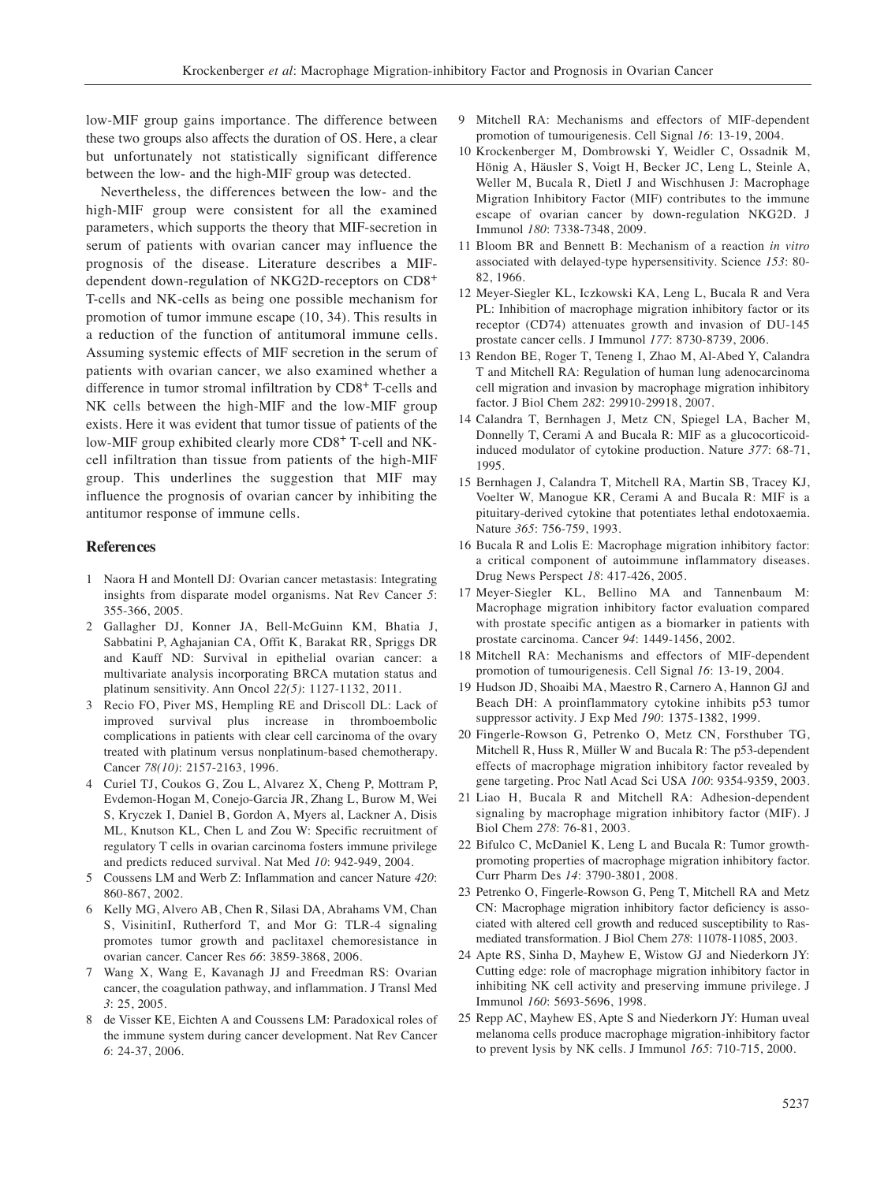low-MIF group gains importance. The difference between these two groups also affects the duration of OS. Here, a clear but unfortunately not statistically significant difference between the low- and the high-MIF group was detected.

Nevertheless, the differences between the low- and the high-MIF group were consistent for all the examined parameters, which supports the theory that MIF-secretion in serum of patients with ovarian cancer may influence the prognosis of the disease. Literature describes a MIF-dependent down-regulation of NKG2D-receptors on $CD8^+$ T-cells and NK-cells as being one possible mechanism for promotion of tumor immune escape (10, 34). This results in a reduction of the function of antitumoral immune cells. Assuming systemic effects of MIF secretion in the serum of patients with ovarian cancer, we also examined whether a difference in tumor stromal infiltration by $CD8^+$ T-cells and NK cells between the high-MIF and the low-MIF group exists. Here it was evident that tumor tissue of patients of the low-MIF group exhibited clearly more $CD8^+$ T-cell and NK-cell infiltration than tissue from patients of the high-MIF group. This underlines the suggestion that MIF may influence the prognosis of ovarian cancer by inhibiting the antitumor response of immune cells.

## References

1. Naora H and Montell DJ: Ovarian cancer metastasis: Integrating insights from disparate model organisms. Nat Rev Cancer *5*: 355-366, 2005.
2. Gallagher DJ, Konner JA, Bell-McGuinn KM, Bhatia J, Sabbatini P, Aghajanian CA, Offit K, Barakat RR, Spriggs DR and Kauff ND: Survival in epithelial ovarian cancer: a multivariate analysis incorporating BRCA mutation status and platinum sensitivity. Ann Oncol *22(5)*: 1127-1132, 2011.
3. Recio FO, Piver MS, Hempling RE and Driscoll DL: Lack of improved survival plus increase in thromboembolic complications in patients with clear cell carcinoma of the ovary treated with platinum versus nonplatinum-based chemotherapy. Cancer *78(10)*: 2157-2163, 1996.
4. Curiel TJ, Coukos G, Zou L, Alvarez X, Cheng P, Mottram P, Evdemon-Hogan M, Conejo-Garcia JR, Zhang L, Burow M, Wei S, Kryczek I, Daniel B, Gordon A, Myers al, Lackner A, Disis ML, Knutson KL, Chen L and Zou W: Specific recruitment of regulatory T cells in ovarian carcinoma fosters immune privilege and predicts reduced survival. Nat Med *10*: 942-949, 2004.
5. Coussens LM and Werb Z: Inflammation and cancer Nature *420*: 860-867, 2002.
6. Kelly MG, Alvero AB, Chen R, Silasi DA, Abrahams VM, Chan S, VisinitinI, Rutherford T, and Mor G: TLR-4 signaling promotes tumor growth and paclitaxel chemoresistance in ovarian cancer. Cancer Res *66*: 3859-3868, 2006.
7. Wang X, Wang E, Kavanagh JJ and Freedman RS: Ovarian cancer, the coagulation pathway, and inflammation. J Transl Med *3*: 25, 2005.
8. de Visser KE, Eichten A and Coussens LM: Paradoxical roles of the immune system during cancer development. Nat Rev Cancer *6*: 24-37, 2006.
9. Mitchell RA: Mechanisms and effectors of MIF-dependent promotion of tumourigenesis. Cell Signal *16*: 13-19, 2004.
10. Krockenberger M, Dombrowski Y, Weidler C, Ossadnik M, Hönig A, Häusler S, Voigt H, Becker JC, Leng L, Steinle A, Weller M, Bucala R, Dietl J and Wischhusen J: Macrophage Migration Inhibitory Factor (MIF) contributes to the immune escape of ovarian cancer by down-regulation NKG2D. J Immunol *180*: 7338-7348, 2009.
11. Bloom BR and Bennett B: Mechanism of a reaction *in vitro* associated with delayed-type hypersensitivity. Science *153*: 80-82, 1966.
12. Meyer-Siegler KL, Iczkowski KA, Leng L, Bucala R and Vera PL: Inhibition of macrophage migration inhibitory factor or its receptor (CD74) attenuates growth and invasion of DU-145 prostate cancer cells. J Immunol *177*: 8730-8739, 2006.
13. Rendon BE, Roger T, Teneng I, Zhao M, Al-Abed Y, Calandra T and Mitchell RA: Regulation of human lung adenocarcinoma cell migration and invasion by macrophage migration inhibitory factor. J Biol Chem *282*: 29910-29918, 2007.
14. Calandra T, Bernhagen J, Metz CN, Spiegel LA, Bacher M, Donnelly T, Cerami A and Bucala R: MIF as a glucocorticoid-induced modulator of cytokine production. Nature *377*: 68-71, 1995.
15. Bernhagen J, Calandra T, Mitchell RA, Martin SB, Tracey KJ, Voelter W, Manogue KR, Cerami A and Bucala R: MIF is a pituitary-derived cytokine that potentiates lethal endotoxaemia. Nature *365*: 756-759, 1993.
16. Bucala R and Lolis E: Macrophage migration inhibitory factor: a critical component of autoimmune inflammatory diseases. Drug News Perspect *18*: 417-426, 2005.
17. Meyer-Siegler KL, Bellino MA and Tannenbaum M: Macrophage migration inhibitory factor evaluation compared with prostate specific antigen as a biomarker in patients with prostate carcinoma. Cancer *94*: 1449-1456, 2002.
18. Mitchell RA: Mechanisms and effectors of MIF-dependent promotion of tumourigenesis. Cell Signal *16*: 13-19, 2004.
19. Hudson JD, Shoaibi MA, Maestro R, Carnero A, Hannon GJ and Beach DH: A proinflammatory cytokine inhibits p53 tumor suppressor activity. J Exp Med *190*: 1375-1382, 1999.
20. Fingerle-Rowson G, Petrenko O, Metz CN, Forsthuber TG, Mitchell R, Huss R, Müller W and Bucala R: The p53-dependent effects of macrophage migration inhibitory factor revealed by gene targeting. Proc Natl Acad Sci USA *100*: 9354-9359, 2003.
21. Liao H, Bucala R and Mitchell RA: Adhesion-dependent signaling by macrophage migration inhibitory factor (MIF). J Biol Chem *278*: 76-81, 2003.
22. Bifulco C, McDaniel K, Leng L and Bucala R: Tumor growth-promoting properties of macrophage migration inhibitory factor. Curr Pharm Des *14*: 3790-3801, 2008.
23. Petrenko O, Fingerle-Rowson G, Peng T, Mitchell RA and Metz CN: Macrophage migration inhibitory factor deficiency is associated with altered cell growth and reduced susceptibility to Ras-mediated transformation. J Biol Chem *278*: 11078-11085, 2003.
24. Apte RS, Sinha D, Mayhew E, Wistow GJ and Niederkorn JY: Cutting edge: role of macrophage migration inhibitory factor in inhibiting NK cell activity and preserving immune privilege. J Immunol *160*: 5693-5696, 1998.
25. Repp AC, Mayhew ES, Apte S and Niederkorn JY: Human uveal melanoma cells produce macrophage migration-inhibitory factor to prevent lysis by NK cells. J Immunol *165*: 710-715, 2000.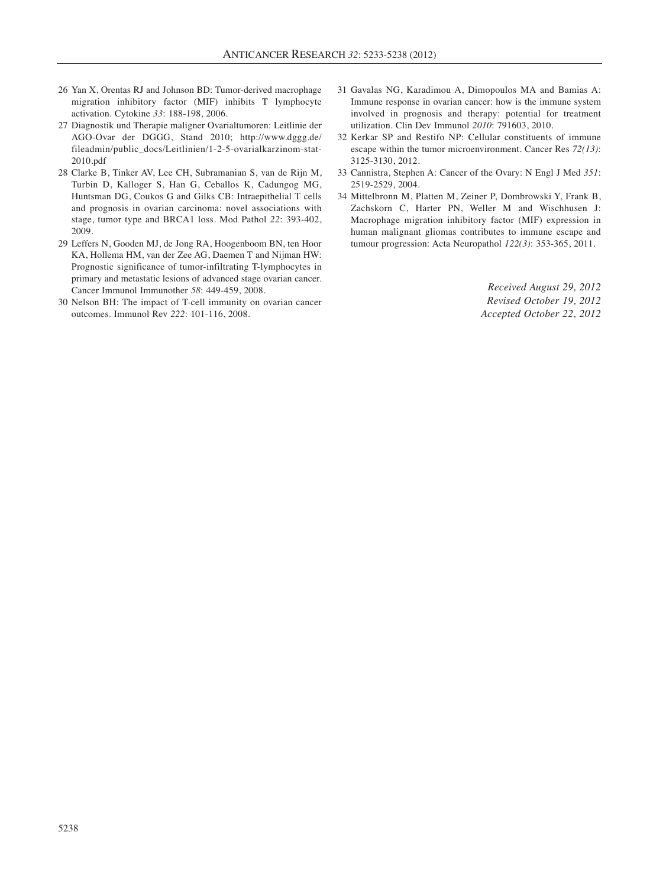26 Yan X, Orentas RJ and Johnson BD: Tumor-derived macrophage migration inhibitory factor (MIF) inhibits T lymphocyte activation. Cytokine *33*: 188-198, 2006.

27 Diagnostik und Therapie maligner Ovarialtumoren: Leitlinie der AGO-Ovar der DGGG, Stand 2010; http://www.dggg.de/fileadmin/public_docs/Leitlinien/1-2-5-ovarialkarzinom-stat-2010.pdf

28 Clarke B, Tinker AV, Lee CH, Subramanian S, van de Rijn M, Turbin D, Kalloger S, Han G, Ceballos K, Cadungog MG, Huntsman DG, Coukos G and Gilks CB: Intraepithelial T cells and prognosis in ovarian carcinoma: novel associations with stage, tumor type and BRCA1 loss. Mod Pathol *22*: 393-402, 2009.

29 Leffers N, Gooden MJ, de Jong RA, Hoogenboom BN, ten Hoor KA, Hollema HM, van der Zee AG, Daemen T and Nijman HW: Prognostic significance of tumor-infiltrating T-lymphocytes in primary and metastatic lesions of advanced stage ovarian cancer. Cancer Immunol Immunother *58*: 449-459, 2008.

30 Nelson BH: The impact of T-cell immunity on ovarian cancer outcomes. Immunol Rev *222*: 101-116, 2008.

31 Gavalas NG, Karadimou A, Dimopoulos MA and Bamias A: Immune response in ovarian cancer: how is the immune system involved in prognosis and therapy: potential for treatment utilization. Clin Dev Immunol *2010*: 791603, 2010.

32 Kerkar SP and Restifo NP: Cellular constituents of immune escape within the tumor microenvironment. Cancer Res *72(13)*: 3125-3130, 2012.

33 Cannistra, Stephen A: Cancer of the Ovary: N Engl J Med *351*: 2519-2529, 2004.

34 Mittelbronn M, Platten M, Zeiner P, Dombrowski Y, Frank B, Zachskorn C, Harter PN, Weller M and Wischhusen J: Macrophage migration inhibitory factor (MIF) expression in human malignant gliomas contributes to immune escape and tumour progression: Acta Neuropathol *122(3)*: 353-365, 2011.

*Received August 29, 2012*
*Revised October 19, 2012*
*Accepted October 22, 2012*